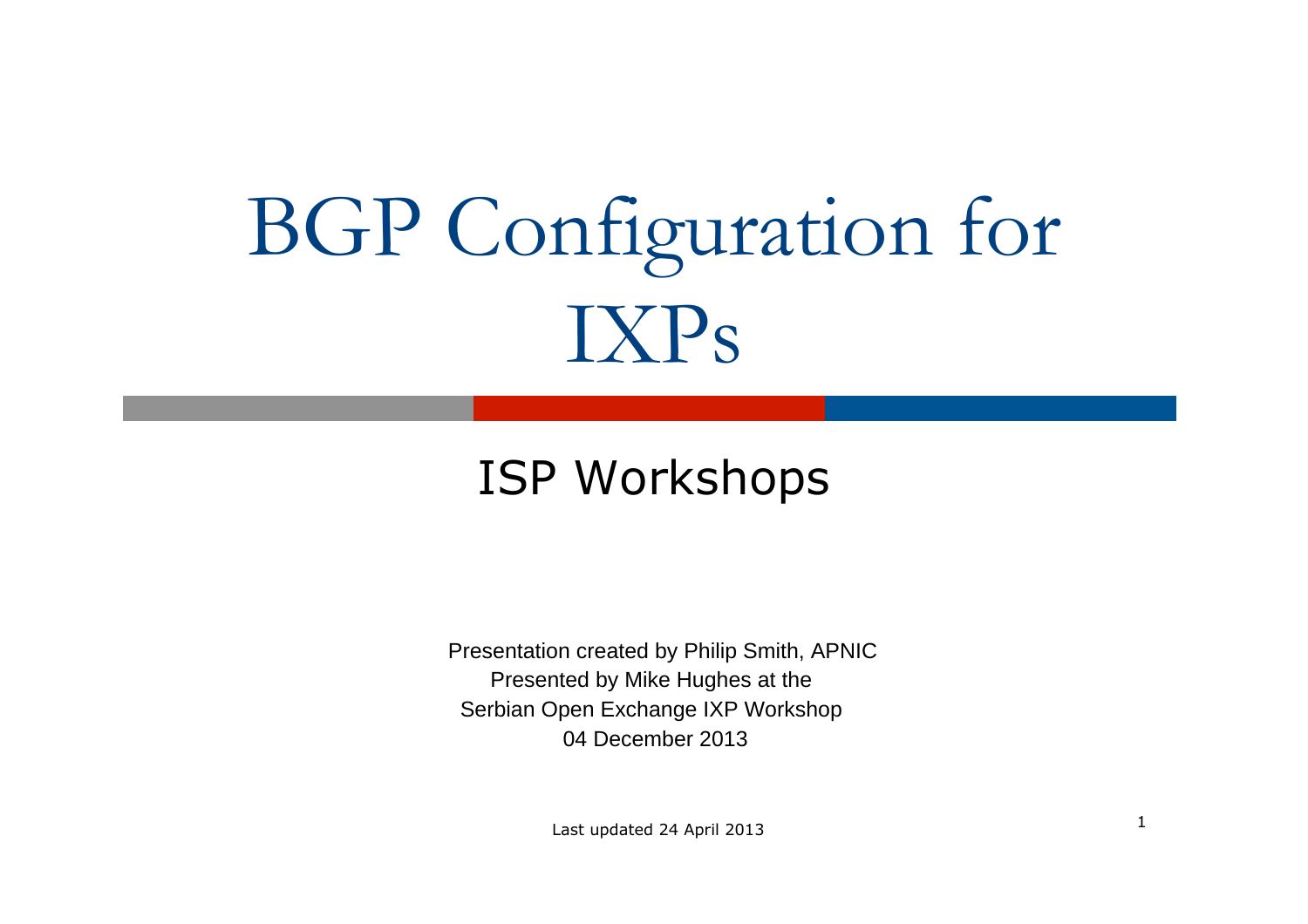# BGP Configuration for IXPs

## ISP Workshops

Presentation created by Philip Smith, APNIC
Presented by Mike Hughes at the
Serbian Open Exchange IXP Workshop
04 December 2013

Last updated 24 April 2013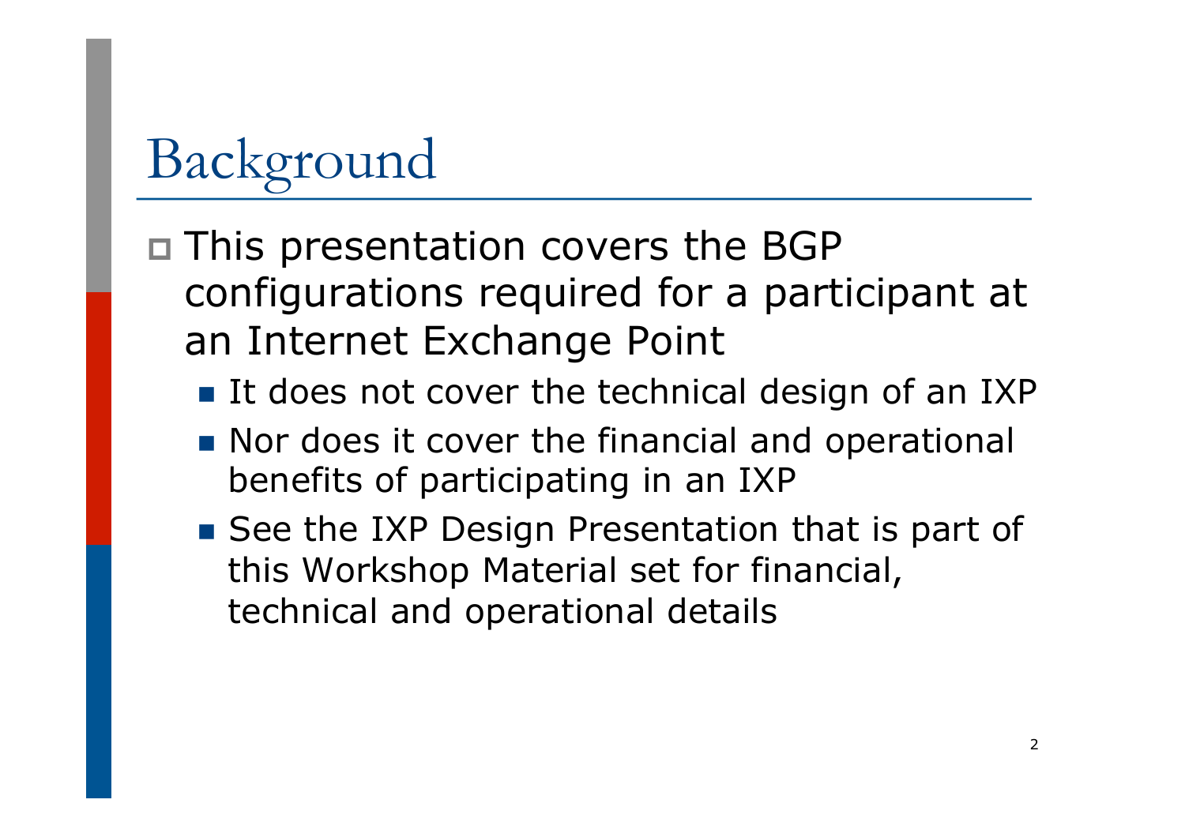# Background

- This presentation covers the BGP configurations required for a participant at an Internet Exchange Point
  - It does not cover the technical design of an IXP
  - Nor does it cover the financial and operational benefits of participating in an IXP
  - See the IXP Design Presentation that is part of this Workshop Material set for financial, technical and operational details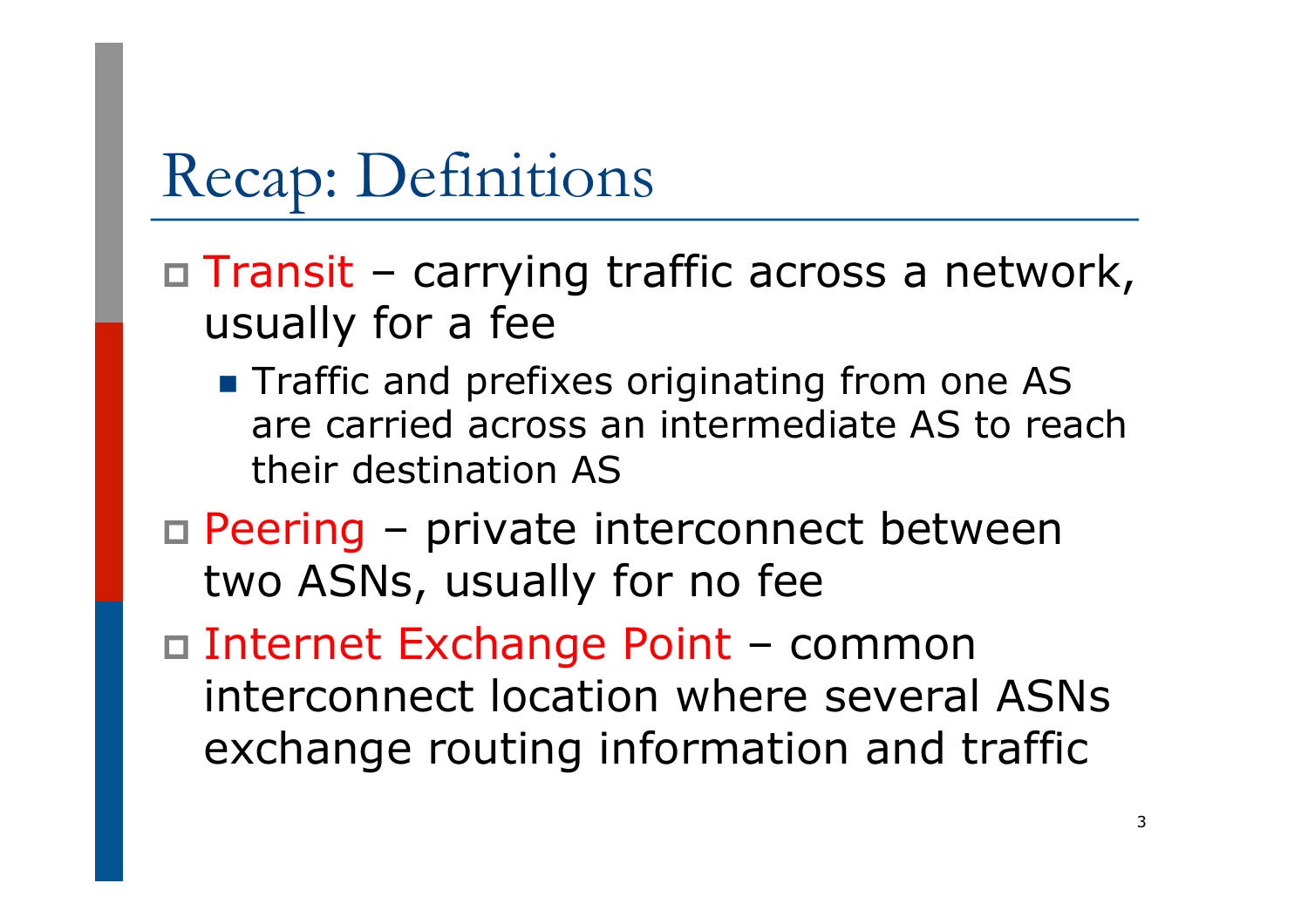# Recap: Definitions

- Transit – carrying traffic across a network, usually for a fee
  - Traffic and prefixes originating from one AS are carried across an intermediate AS to reach their destination AS
- Peering – private interconnect between two ASNs, usually for no fee
- Internet Exchange Point – common interconnect location where several ASNs exchange routing information and traffic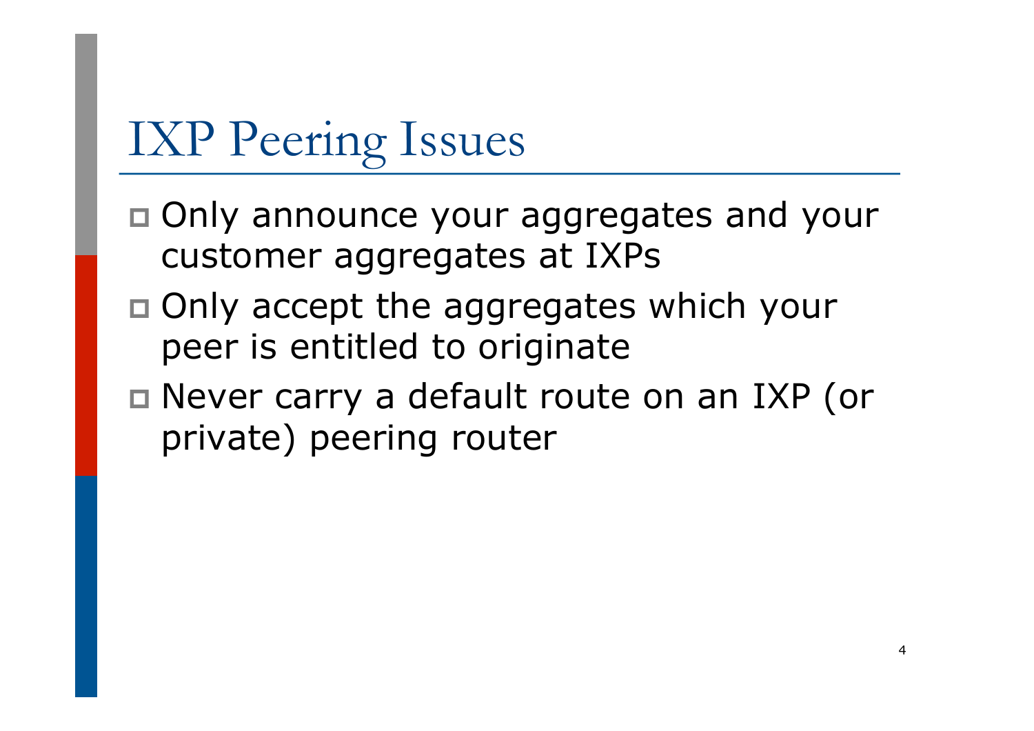# IXP Peering Issues

- Only announce your aggregates and your customer aggregates at IXPs
- Only accept the aggregates which your peer is entitled to originate
- Never carry a default route on an IXP (or private) peering router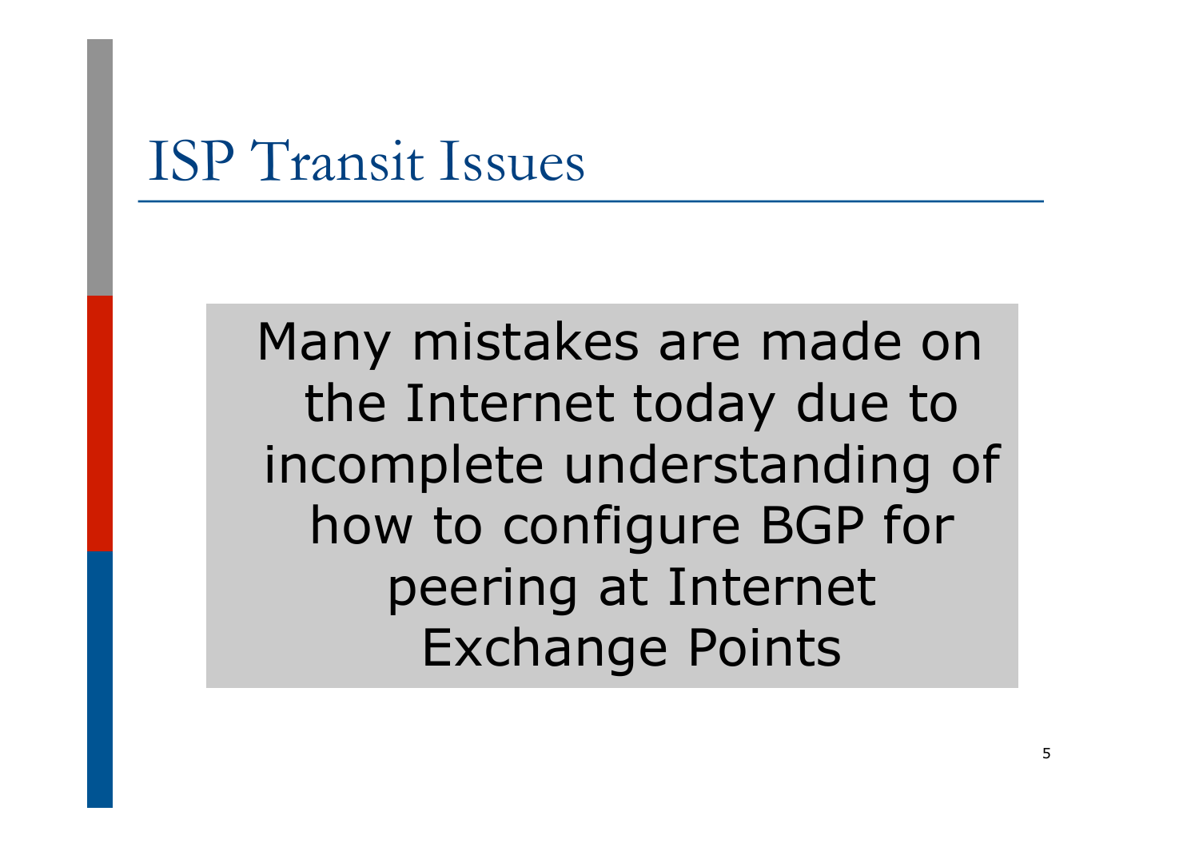# ISP Transit Issues

Many mistakes are made on the Internet today due to incomplete understanding of how to configure BGP for peering at Internet Exchange Points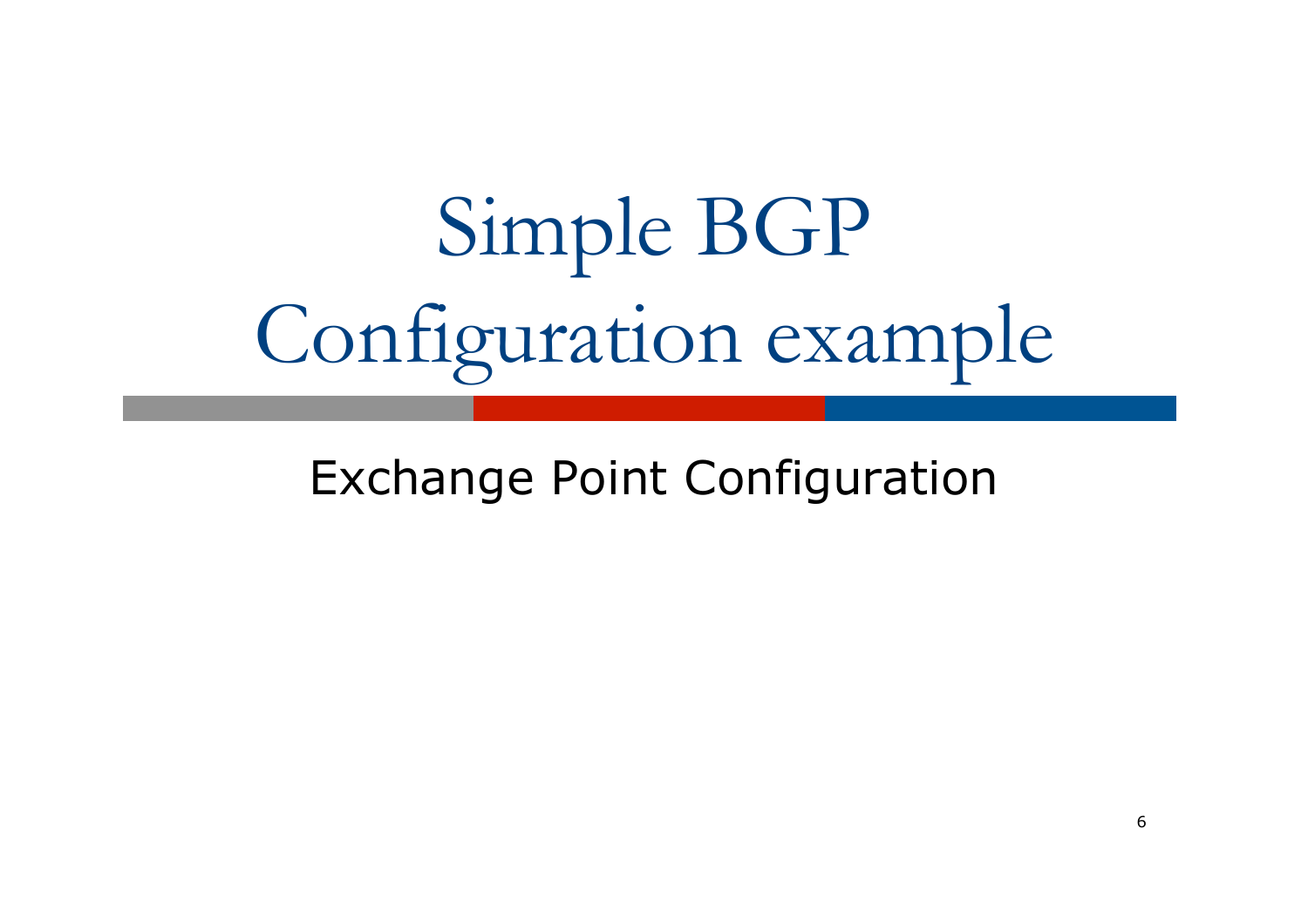# Simple BGP Configuration example

Exchange Point Configuration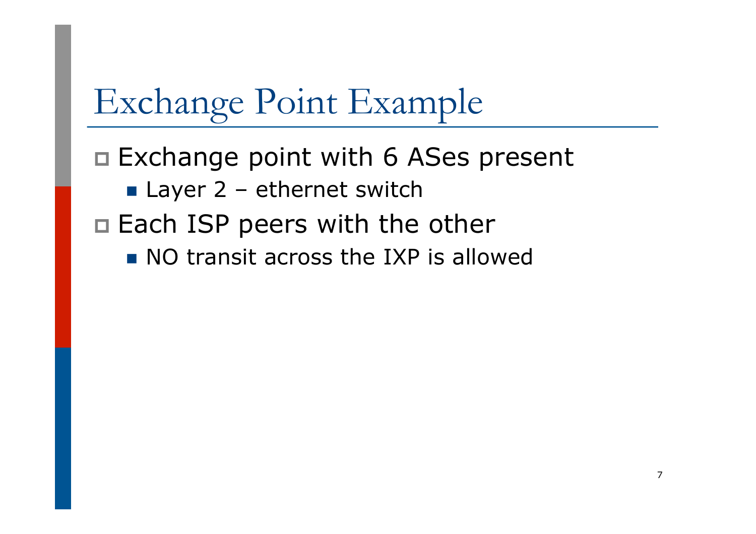# Exchange Point Example

- Exchange point with 6 ASes present
  - Layer 2 – ethernet switch
- Each ISP peers with the other
  - NO transit across the IXP is allowed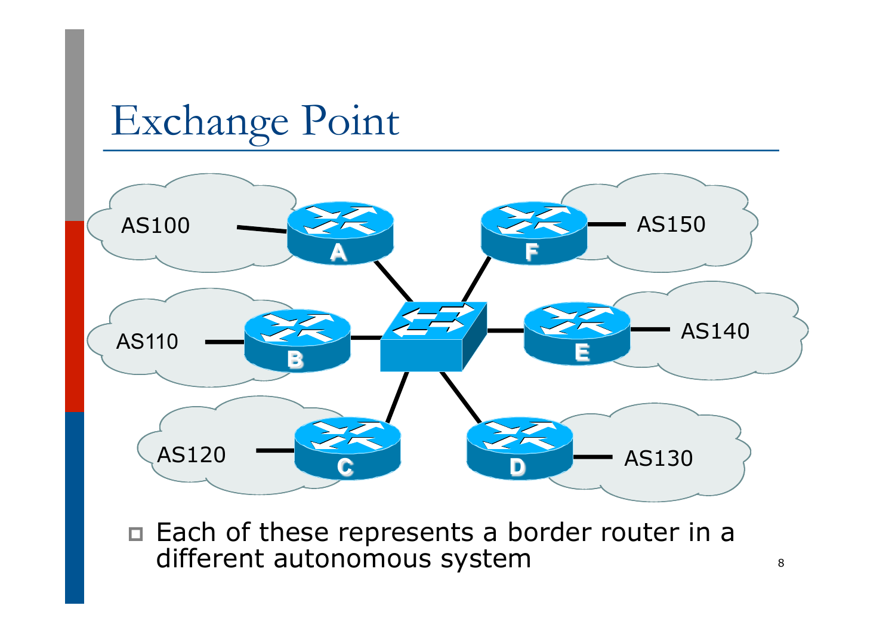# Exchange Point

- Each of these represents a border router in a different autonomous system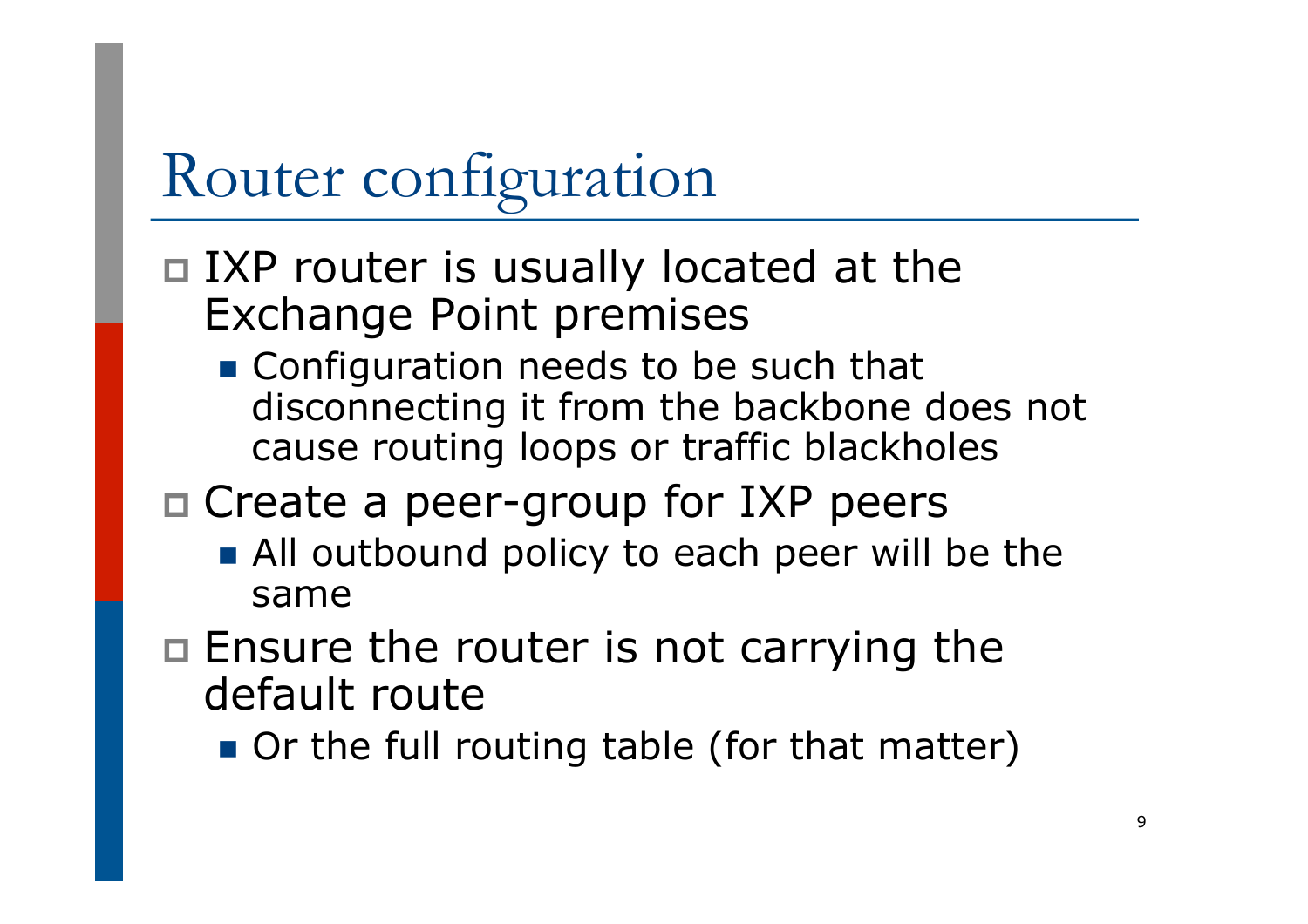# Router configuration

- IXP router is usually located at the Exchange Point premises
  - Configuration needs to be such that disconnecting it from the backbone does not cause routing loops or traffic blackholes
- Create a peer-group for IXP peers
  - All outbound policy to each peer will be the same
- Ensure the router is not carrying the default route
  - Or the full routing table (for that matter)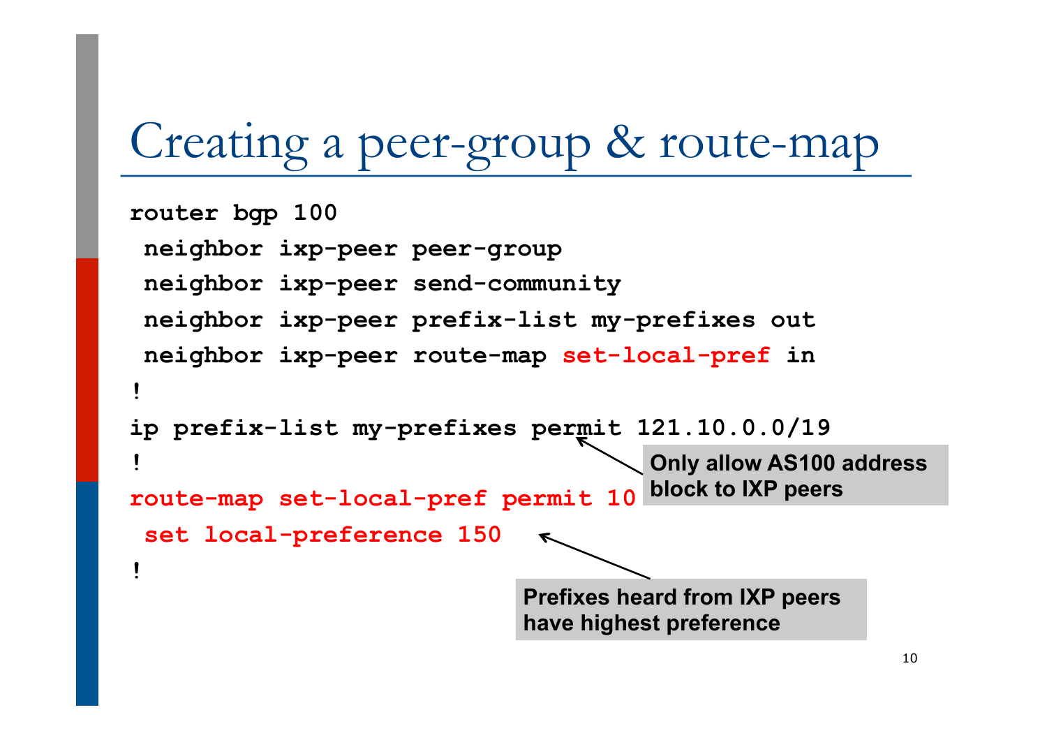# Creating a peer-group & route-map

```
router bgp 100
 neighbor ixp-peer peer-group
 neighbor ixp-peer send-community
 neighbor ixp-peer prefix-list my-prefixes out
 neighbor ixp-peer route-map set-local-pref in
!
ip prefix-list my-prefixes permit 121.10.0.0/19
!
route-map set-local-pref permit 10
 set local-preference 150
!
```

**Only allow AS100 address block to IXP peers**

**Prefixes heard from IXP peers have highest preference**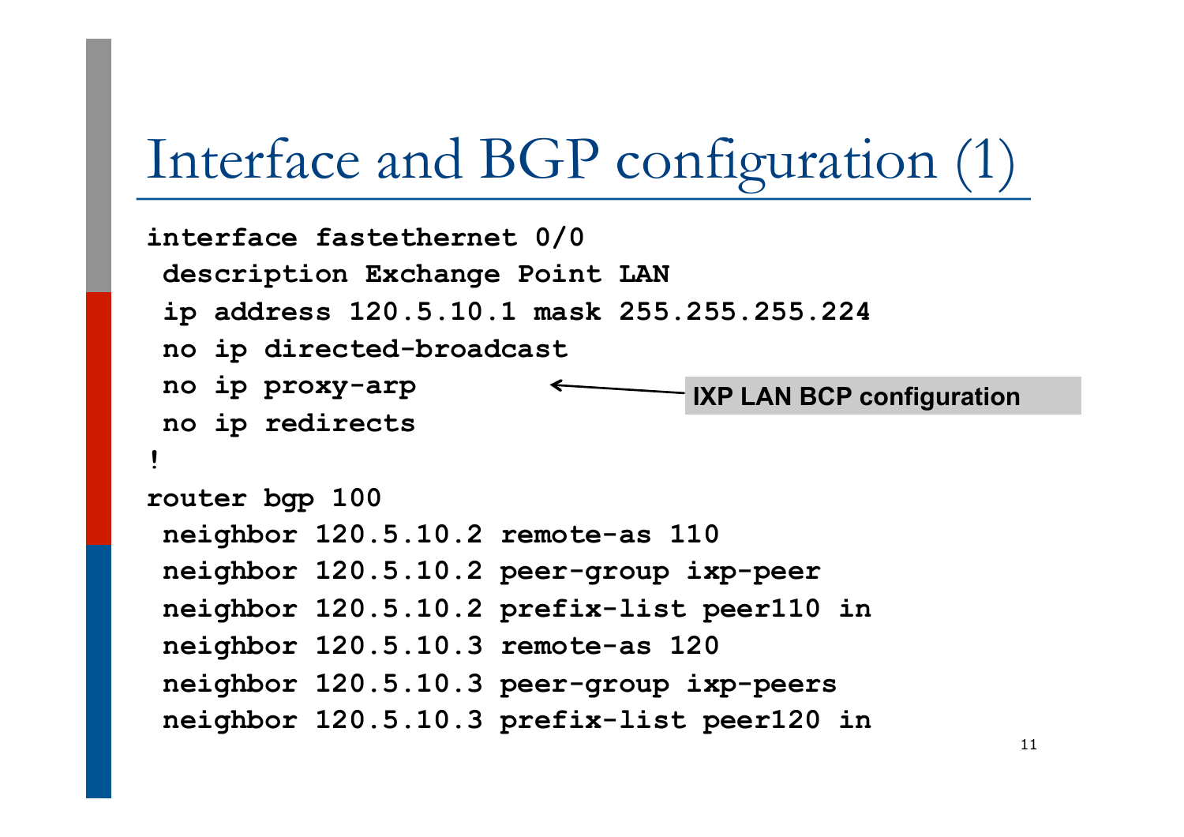# Interface and BGP configuration (1)

```
interface fastethernet 0/0
 description Exchange Point LAN
 ip address 120.5.10.1 mask 255.255.255.224
 no ip directed-broadcast
 no ip proxy-arp
 no ip redirects
!
router bgp 100
 neighbor 120.5.10.2 remote-as 110
 neighbor 120.5.10.2 peer-group ixp-peer
 neighbor 120.5.10.2 prefix-list peer110 in
 neighbor 120.5.10.3 remote-as 120
 neighbor 120.5.10.3 peer-group ixp-peers
 neighbor 120.5.10.3 prefix-list peer120 in
```

**IXP LAN BCP configuration** (arrow pointing to "no ip proxy-arp")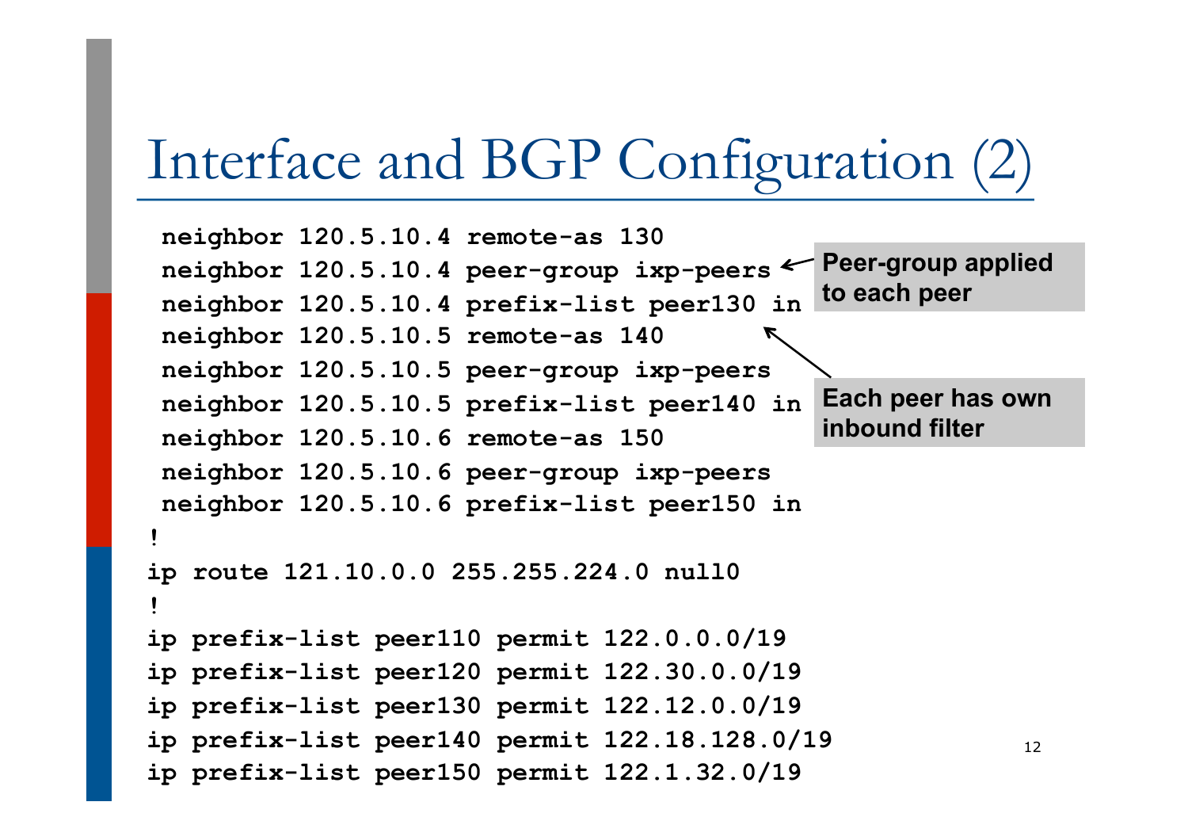# Interface and BGP Configuration (2)

```
 neighbor 120.5.10.4 remote-as 130
 neighbor 120.5.10.4 peer-group ixp-peers
 neighbor 120.5.10.4 prefix-list peer130 in
 neighbor 120.5.10.5 remote-as 140
 neighbor 120.5.10.5 peer-group ixp-peers
 neighbor 120.5.10.5 prefix-list peer140 in
 neighbor 120.5.10.6 remote-as 150
 neighbor 120.5.10.6 peer-group ixp-peers
 neighbor 120.5.10.6 prefix-list peer150 in
!
ip route 121.10.0.0 255.255.224.0 null0
!
ip prefix-list peer110 permit 122.0.0.0/19
ip prefix-list peer120 permit 122.30.0.0/19
ip prefix-list peer130 permit 122.12.0.0/19
ip prefix-list peer140 permit 122.18.128.0/19
ip prefix-list peer150 permit 122.1.32.0/19
```

**Peer-group applied to each peer**

**Each peer has own inbound filter**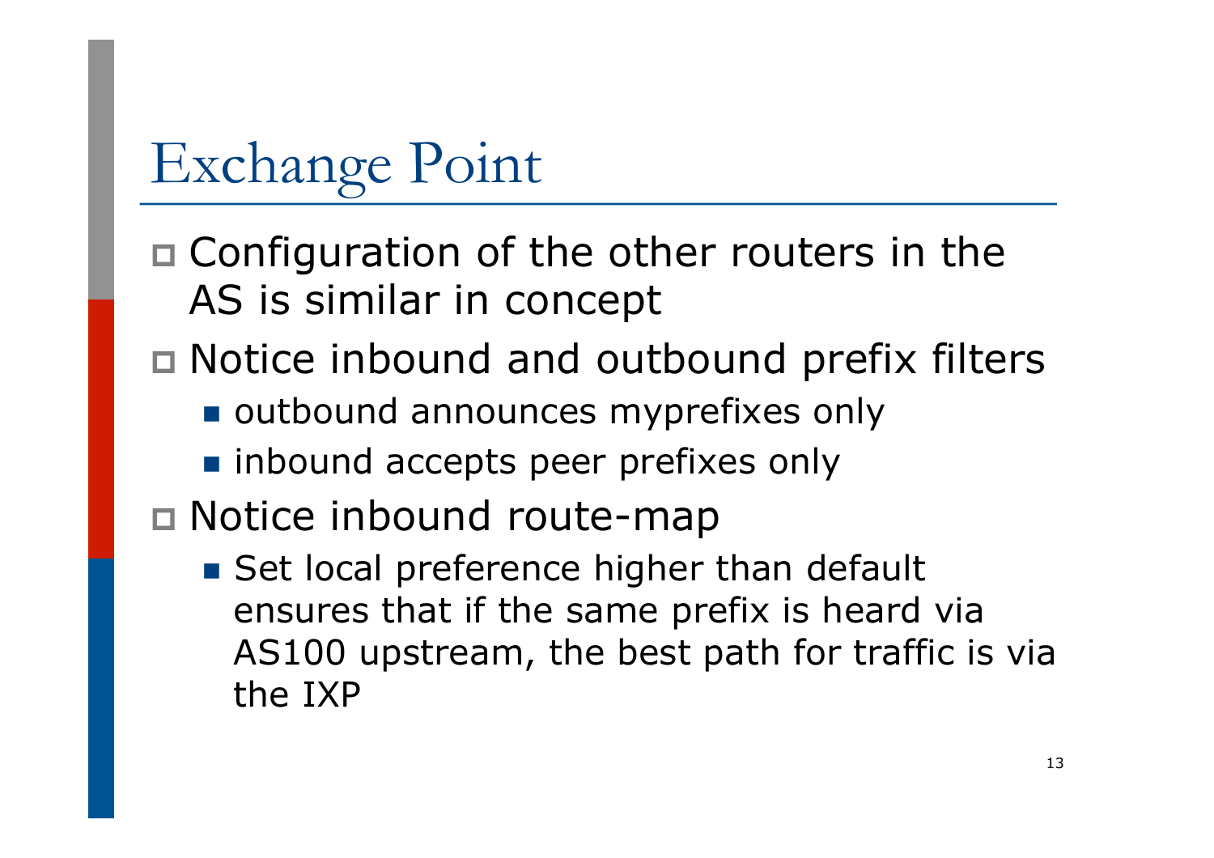# Exchange Point

- Configuration of the other routers in the AS is similar in concept
- Notice inbound and outbound prefix filters
  - outbound announces myprefixes only
  - inbound accepts peer prefixes only
- Notice inbound route-map
  - Set local preference higher than default ensures that if the same prefix is heard via AS100 upstream, the best path for traffic is via the IXP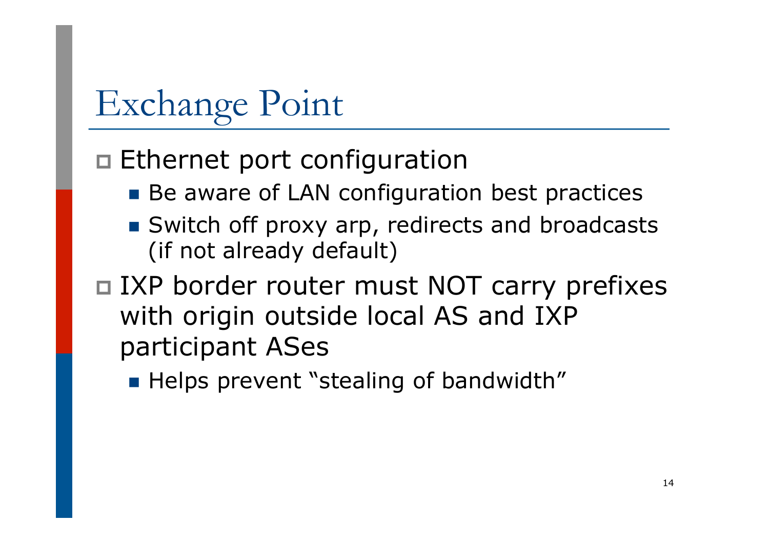# Exchange Point

- Ethernet port configuration
  - Be aware of LAN configuration best practices
  - Switch off proxy arp, redirects and broadcasts (if not already default)
- IXP border router must NOT carry prefixes with origin outside local AS and IXP participant ASes
  - Helps prevent "stealing of bandwidth"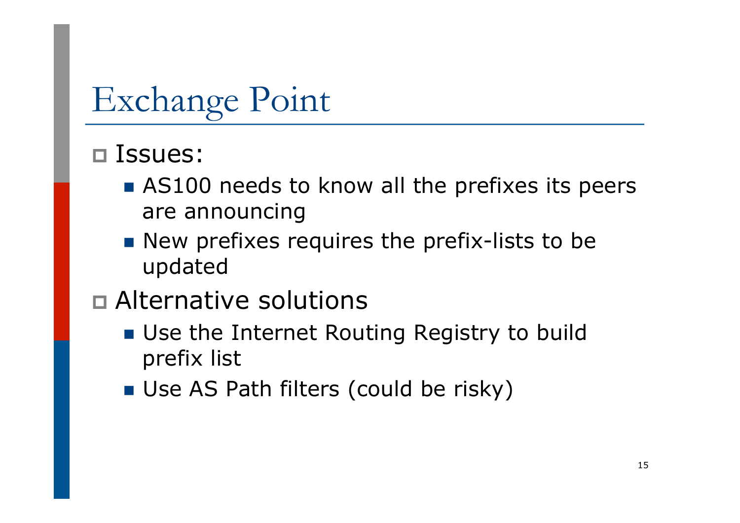# Exchange Point

- Issues:
  - AS100 needs to know all the prefixes its peers are announcing
  - New prefixes requires the prefix-lists to be updated
- Alternative solutions
  - Use the Internet Routing Registry to build prefix list
  - Use AS Path filters (could be risky)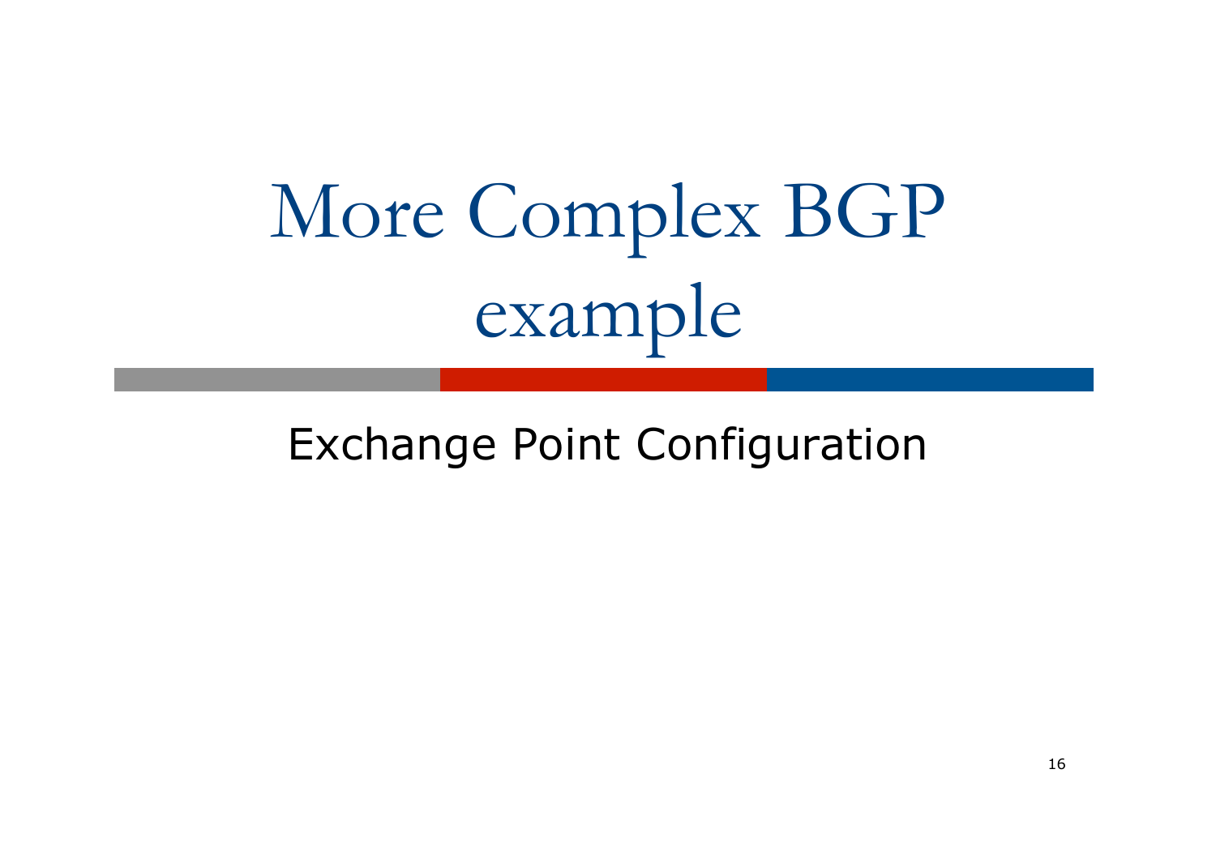# More Complex BGP example

Exchange Point Configuration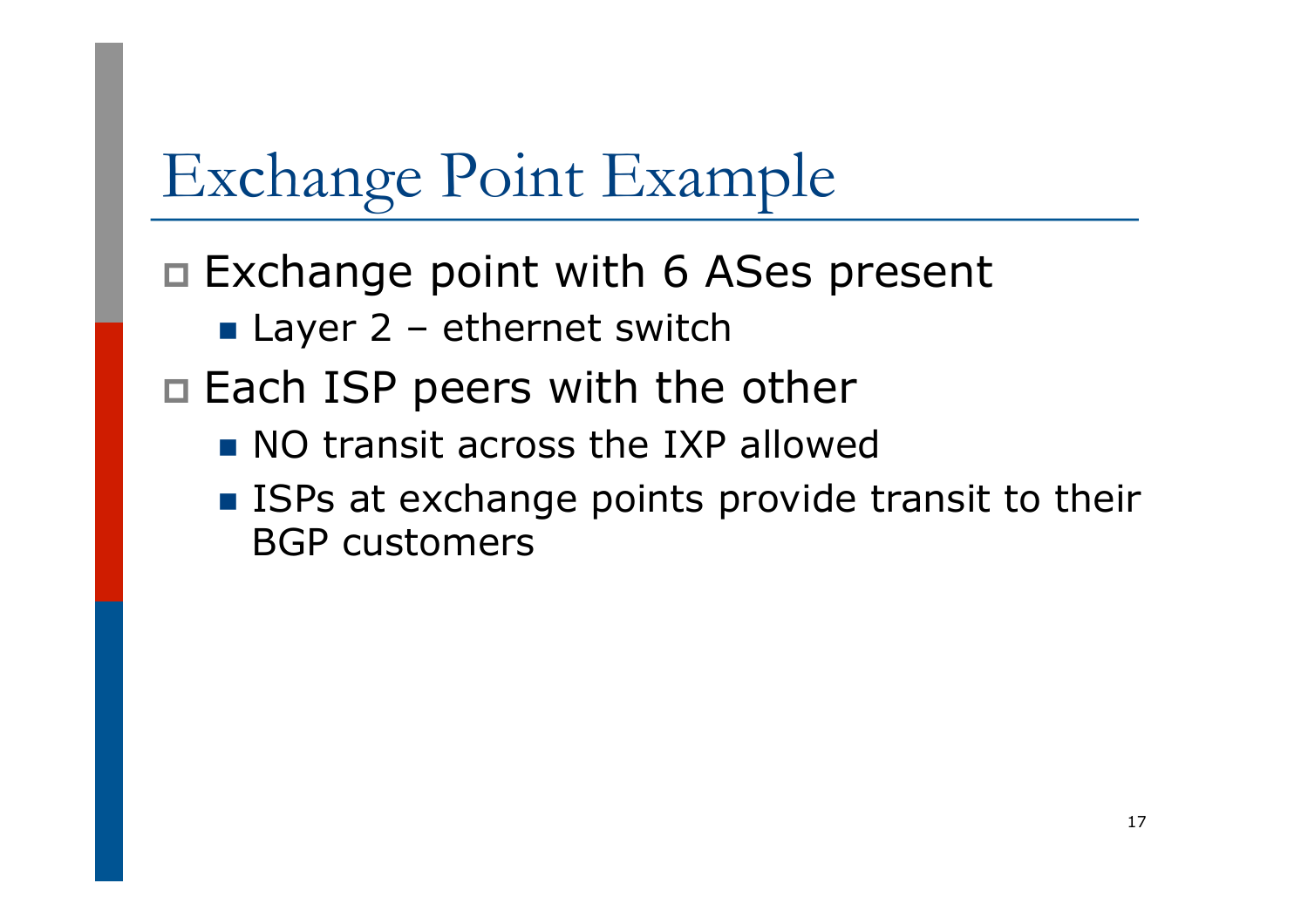# Exchange Point Example

- Exchange point with 6 ASes present
  - Layer 2 – ethernet switch
- Each ISP peers with the other
  - NO transit across the IXP allowed
  - ISPs at exchange points provide transit to their BGP customers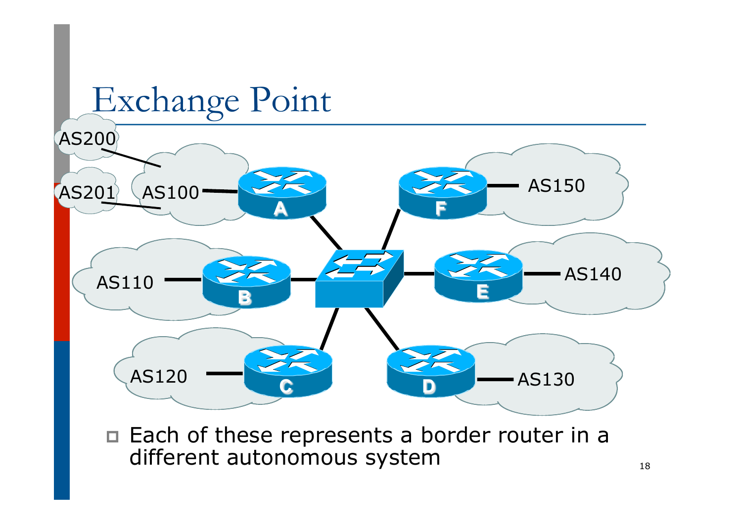# Exchange Point

AS200

AS201

AS100

AS110

AS120

AS130

AS140

AS150

A B C D E F

- Each of these represents a border router in a different autonomous system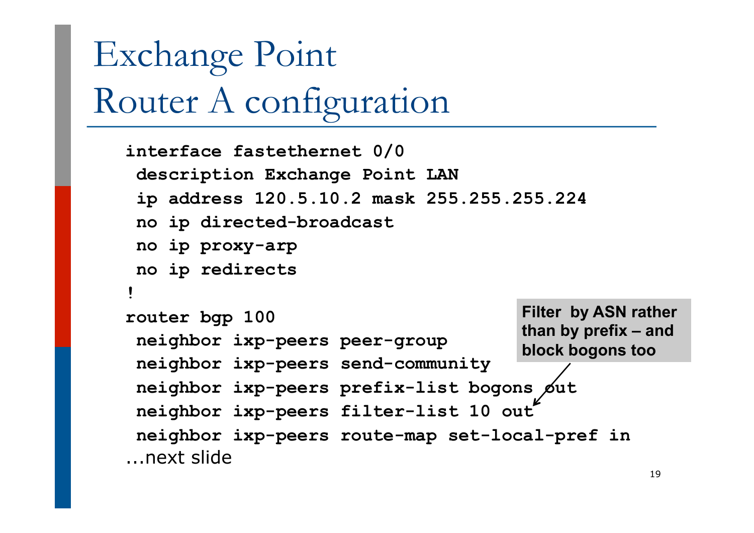# Exchange Point Router A configuration

```
interface fastethernet 0/0
 description Exchange Point LAN
 ip address 120.5.10.2 mask 255.255.255.224
 no ip directed-broadcast
 no ip proxy-arp
 no ip redirects
!
router bgp 100
 neighbor ixp-peers peer-group
 neighbor ixp-peers send-community
 neighbor ixp-peers prefix-list bogons out
 neighbor ixp-peers filter-list 10 out
 neighbor ixp-peers route-map set-local-pref in
```

…next slide

**Filter by ASN rather than by prefix – and block bogons too**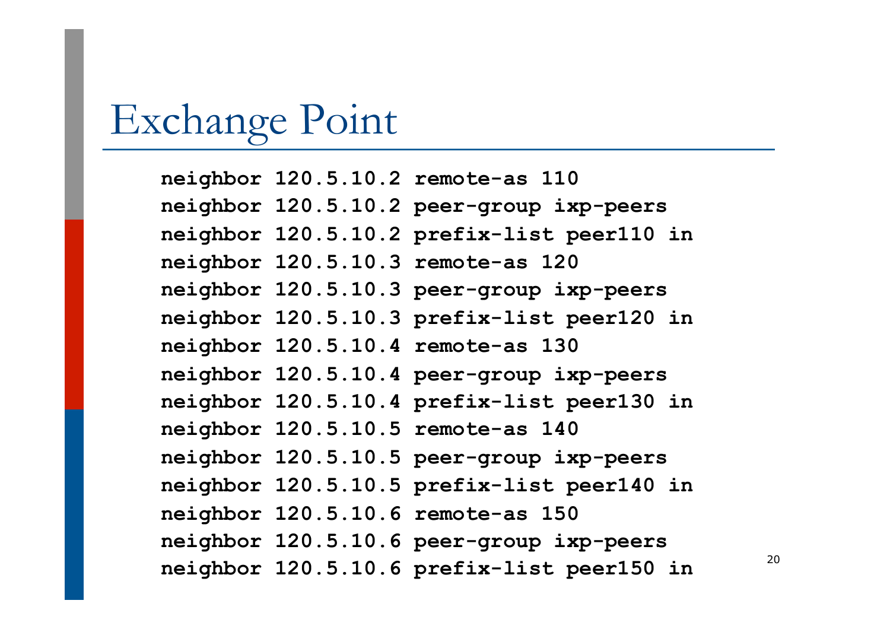# Exchange Point

```
neighbor 120.5.10.2 remote-as 110
neighbor 120.5.10.2 peer-group ixp-peers
neighbor 120.5.10.2 prefix-list peer110 in
neighbor 120.5.10.3 remote-as 120
neighbor 120.5.10.3 peer-group ixp-peers
neighbor 120.5.10.3 prefix-list peer120 in
neighbor 120.5.10.4 remote-as 130
neighbor 120.5.10.4 peer-group ixp-peers
neighbor 120.5.10.4 prefix-list peer130 in
neighbor 120.5.10.5 remote-as 140
neighbor 120.5.10.5 peer-group ixp-peers
neighbor 120.5.10.5 prefix-list peer140 in
neighbor 120.5.10.6 remote-as 150
neighbor 120.5.10.6 peer-group ixp-peers
neighbor 120.5.10.6 prefix-list peer150 in
```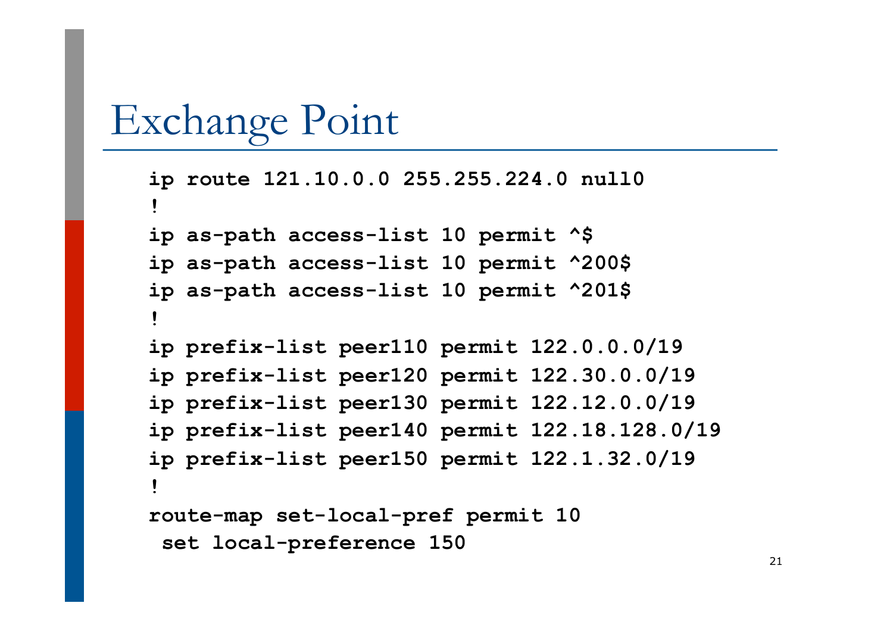# Exchange Point

```
ip route 121.10.0.0 255.255.224.0 null0
!
ip as-path access-list 10 permit ^$
ip as-path access-list 10 permit ^200$
ip as-path access-list 10 permit ^201$
!
ip prefix-list peer110 permit 122.0.0.0/19
ip prefix-list peer120 permit 122.30.0.0/19
ip prefix-list peer130 permit 122.12.0.0/19
ip prefix-list peer140 permit 122.18.128.0/19
ip prefix-list peer150 permit 122.1.32.0/19
!
route-map set-local-pref permit 10
 set local-preference 150
```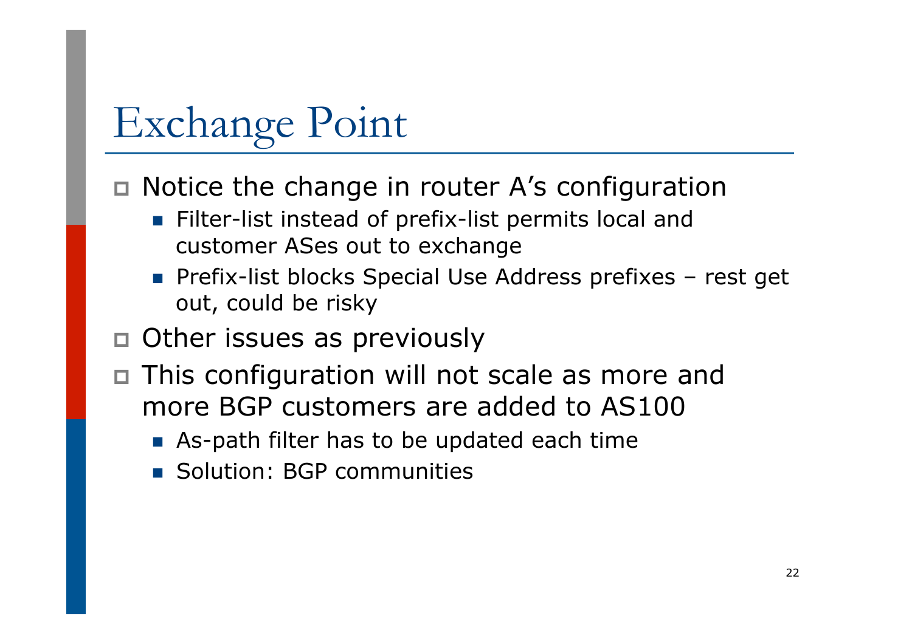# Exchange Point

- Notice the change in router A's configuration
  - Filter-list instead of prefix-list permits local and customer ASes out to exchange
  - Prefix-list blocks Special Use Address prefixes – rest get out, could be risky
- Other issues as previously
- This configuration will not scale as more and more BGP customers are added to AS100
  - As-path filter has to be updated each time
  - Solution: BGP communities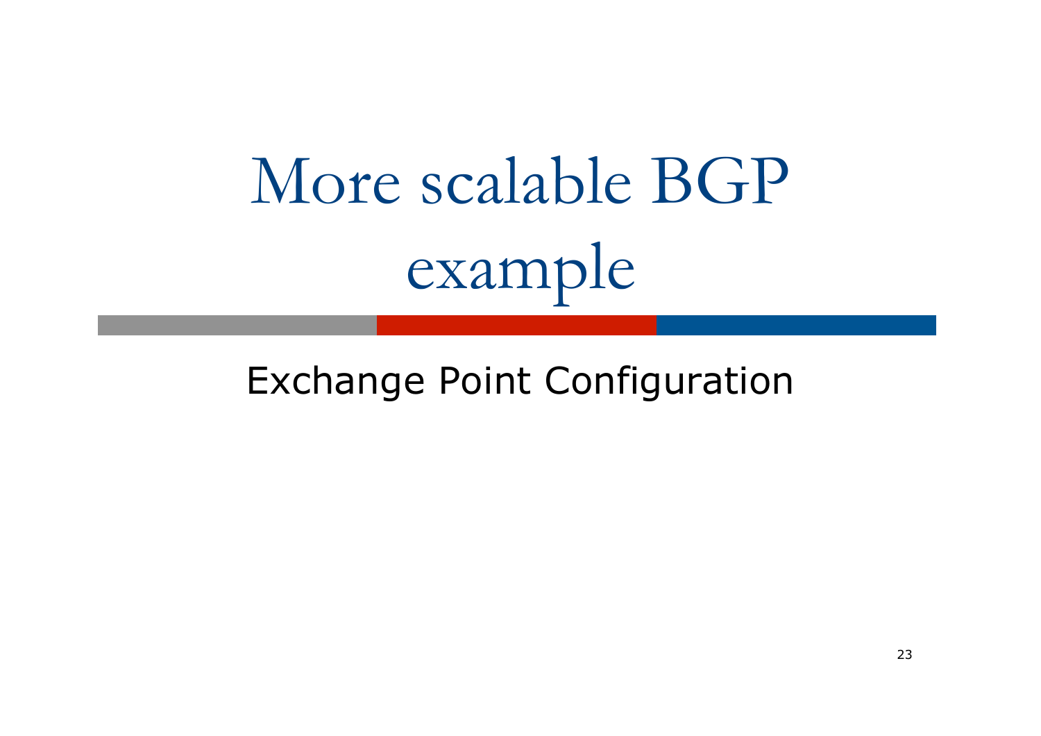# More scalable BGP example

Exchange Point Configuration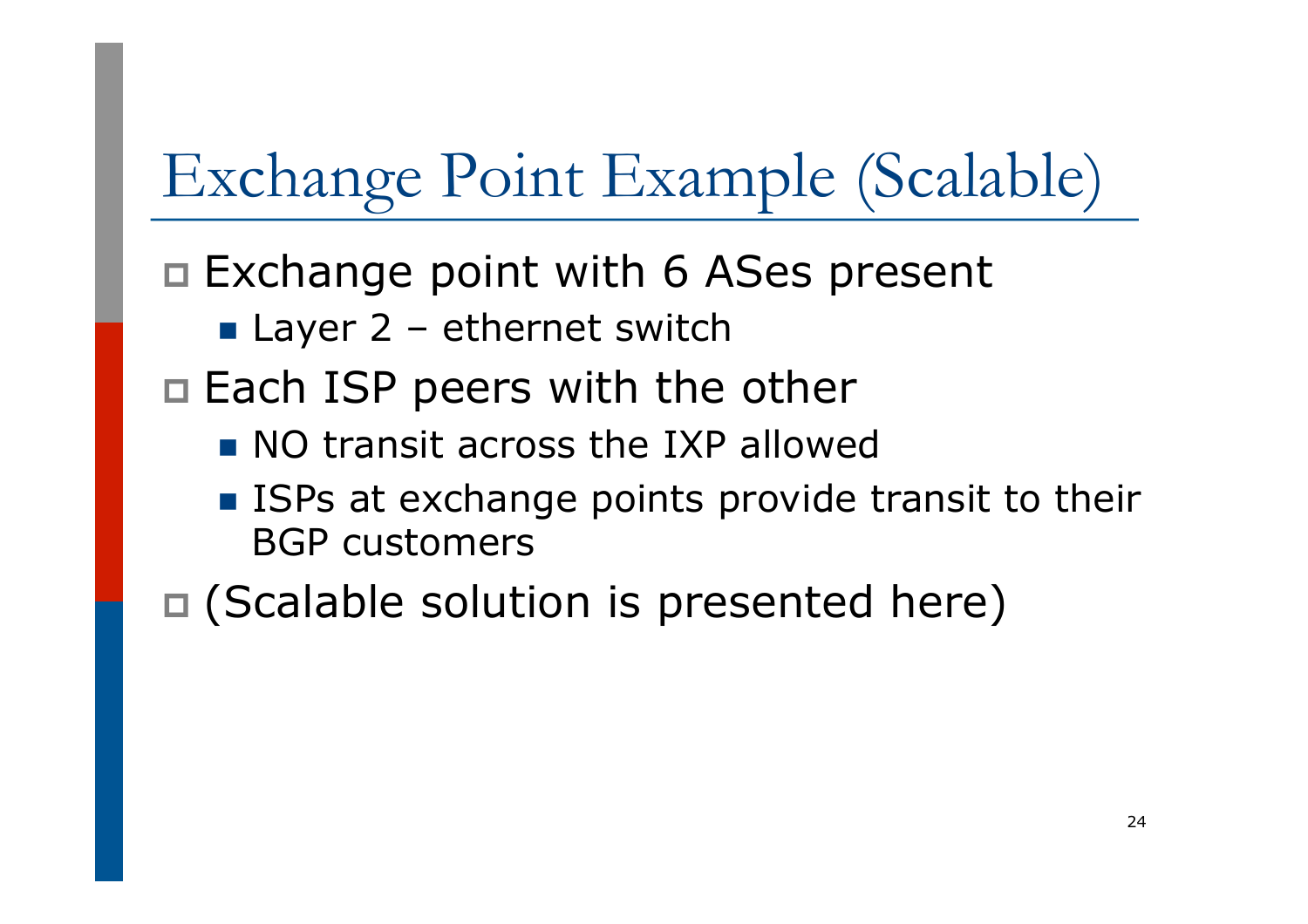# Exchange Point Example (Scalable)

- Exchange point with 6 ASes present
  - Layer 2 – ethernet switch
- Each ISP peers with the other
  - NO transit across the IXP allowed
  - ISPs at exchange points provide transit to their BGP customers
- (Scalable solution is presented here)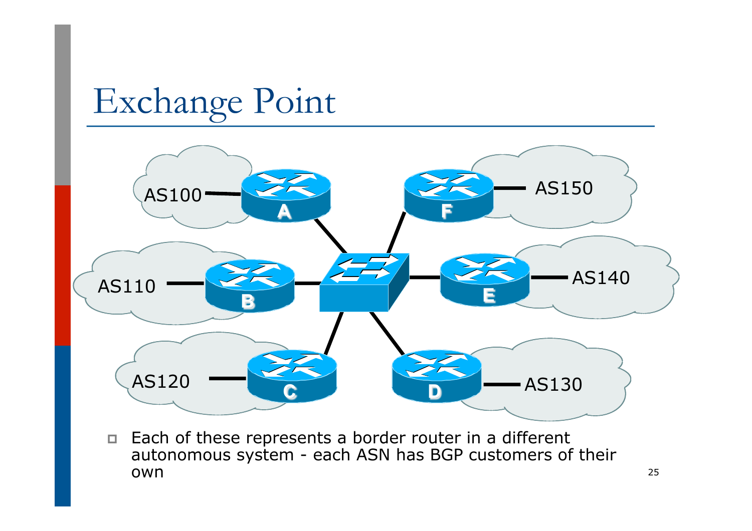# Exchange Point

AS100 — A
AS110 — B
AS120 — C
AS130 — D
AS140 — E
AS150 — F

- Each of these represents a border router in a different autonomous system - each ASN has BGP customers of their own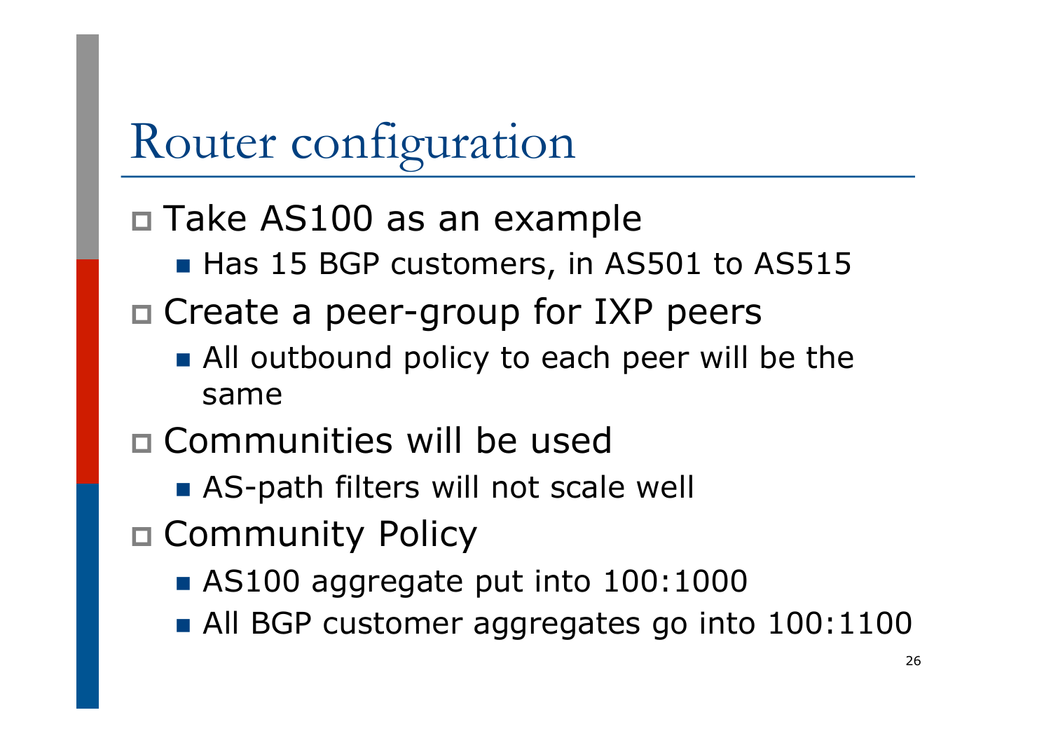# Router configuration

- Take AS100 as an example
  - Has 15 BGP customers, in AS501 to AS515
- Create a peer-group for IXP peers
  - All outbound policy to each peer will be the same
- Communities will be used
  - AS-path filters will not scale well
- Community Policy
  - AS100 aggregate put into 100:1000
  - All BGP customer aggregates go into 100:1100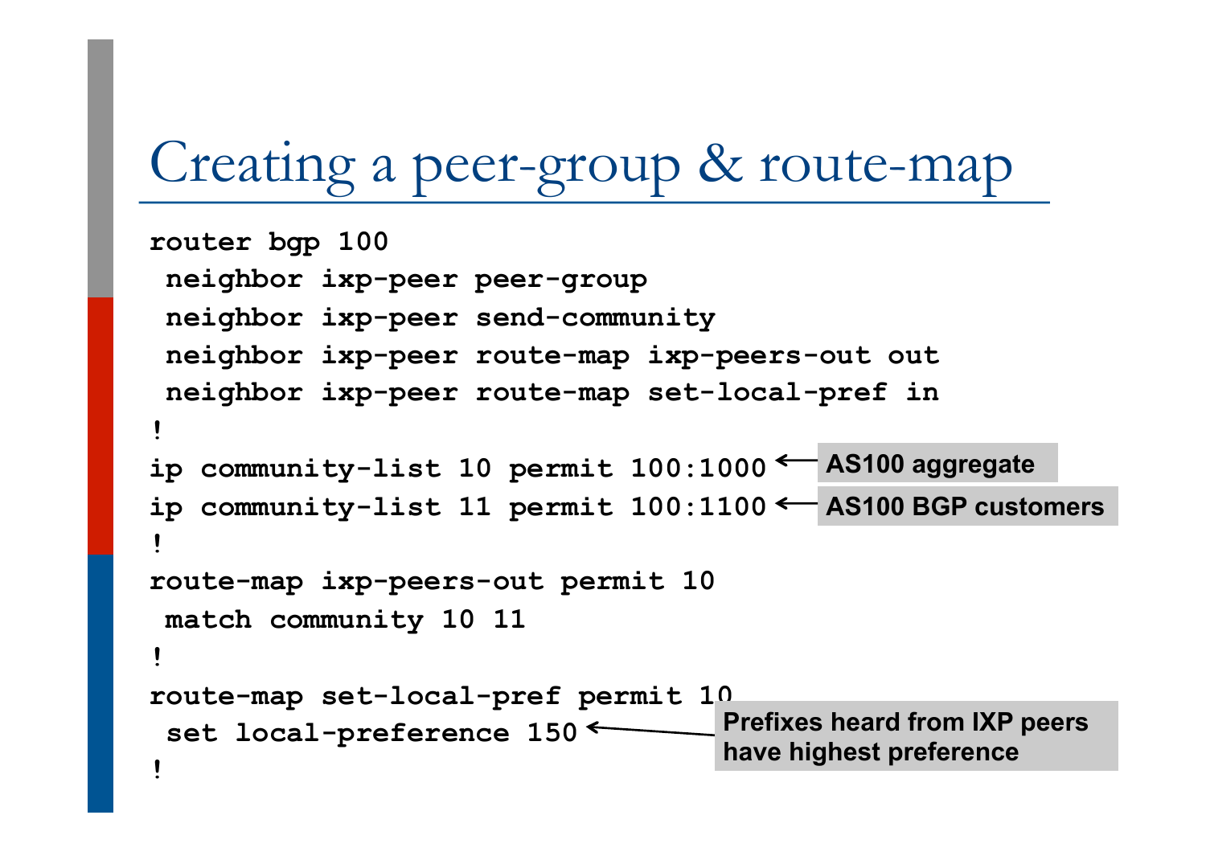# Creating a peer-group & route-map

```
router bgp 100
 neighbor ixp-peer peer-group
 neighbor ixp-peer send-community
 neighbor ixp-peer route-map ixp-peers-out out
 neighbor ixp-peer route-map set-local-pref in
!
ip community-list 10 permit 100:1000    <- AS100 aggregate
ip community-list 11 permit 100:1100    <- AS100 BGP customers
!
route-map ixp-peers-out permit 10
 match community 10 11
!
route-map set-local-pref permit 10
 set local-preference 150    <- Prefixes heard from IXP peers have highest preference
!
```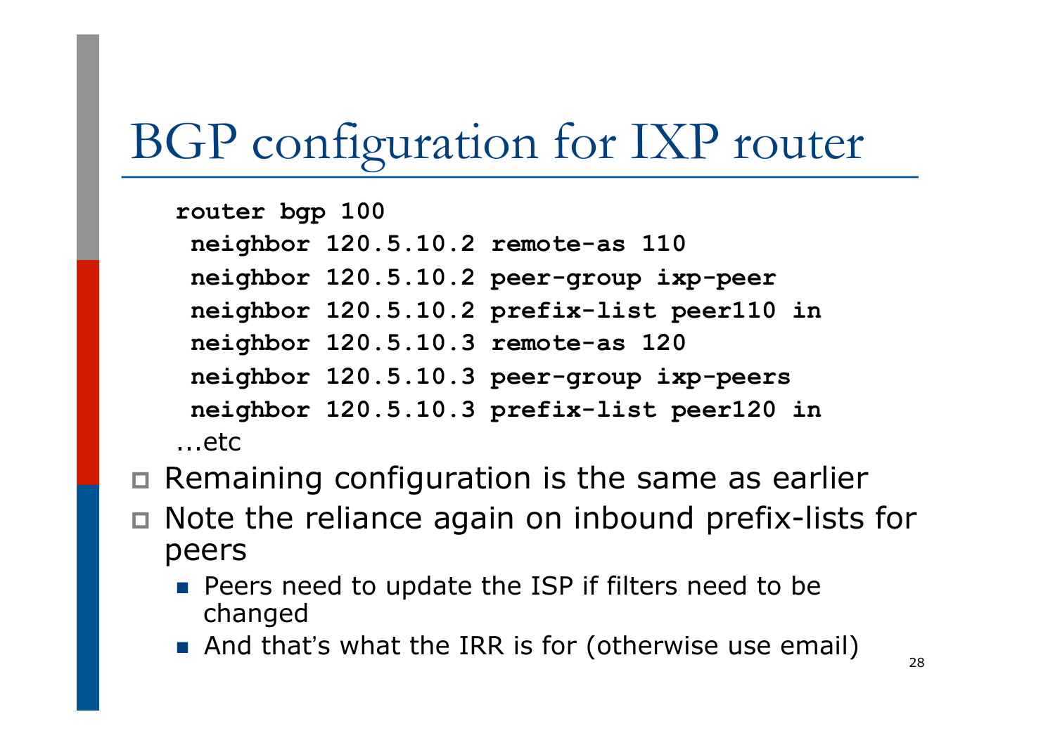# BGP configuration for IXP router

```
router bgp 100
 neighbor 120.5.10.2 remote-as 110
 neighbor 120.5.10.2 peer-group ixp-peer
 neighbor 120.5.10.2 prefix-list peer110 in
 neighbor 120.5.10.3 remote-as 120
 neighbor 120.5.10.3 peer-group ixp-peers
 neighbor 120.5.10.3 prefix-list peer120 in
…etc
```

- Remaining configuration is the same as earlier
- Note the reliance again on inbound prefix-lists for peers
  - Peers need to update the ISP if filters need to be changed
  - And that's what the IRR is for (otherwise use email)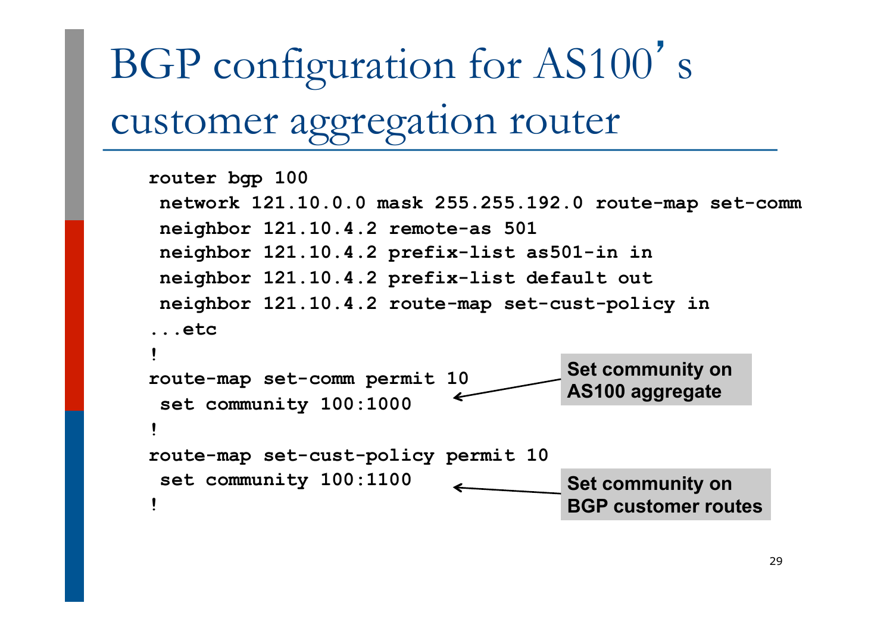# BGP configuration for AS100's customer aggregation router

```
router bgp 100
 network 121.10.0.0 mask 255.255.192.0 route-map set-comm
 neighbor 121.10.4.2 remote-as 501
 neighbor 121.10.4.2 prefix-list as501-in in
 neighbor 121.10.4.2 prefix-list default out
 neighbor 121.10.4.2 route-map set-cust-policy in
...etc
!
route-map set-comm permit 10
 set community 100:1000
!
route-map set-cust-policy permit 10
 set community 100:1100
!
```

- Set community on AS100 aggregate (route-map set-comm)
- Set community on BGP customer routes (route-map set-cust-policy)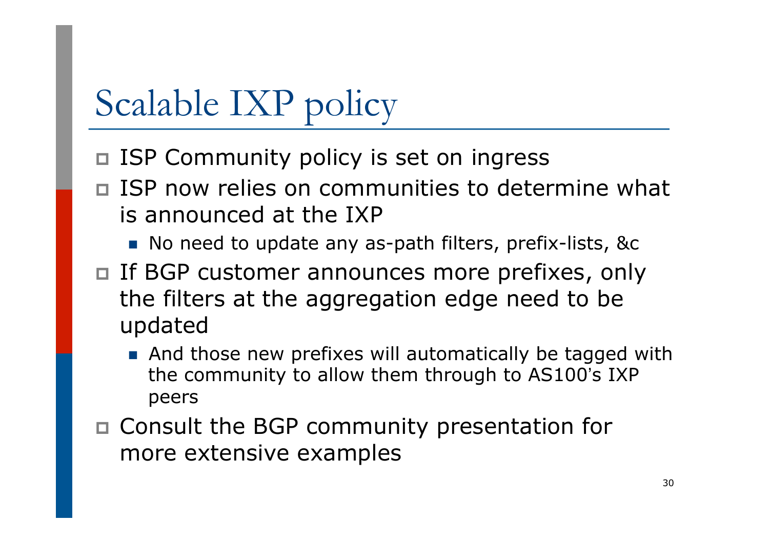# Scalable IXP policy

- ISP Community policy is set on ingress
- ISP now relies on communities to determine what is announced at the IXP
  - No need to update any as-path filters, prefix-lists, &c
- If BGP customer announces more prefixes, only the filters at the aggregation edge need to be updated
  - And those new prefixes will automatically be tagged with the community to allow them through to AS100's IXP peers
- Consult the BGP community presentation for more extensive examples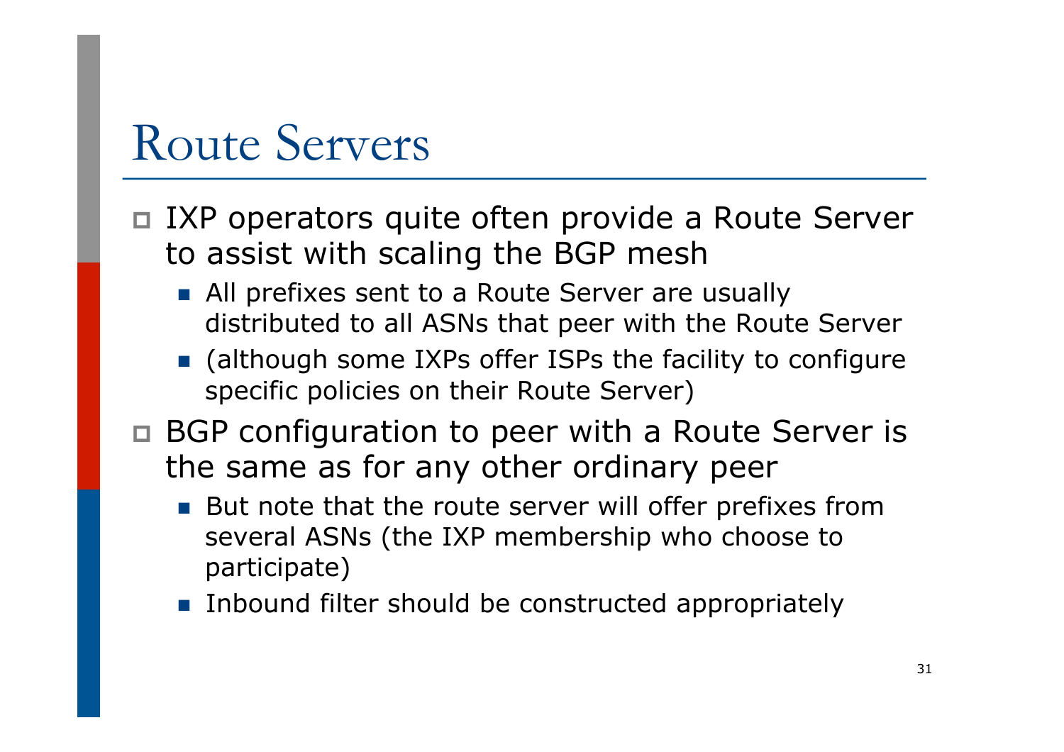# Route Servers

- IXP operators quite often provide a Route Server to assist with scaling the BGP mesh
  - All prefixes sent to a Route Server are usually distributed to all ASNs that peer with the Route Server
  - (although some IXPs offer ISPs the facility to configure specific policies on their Route Server)
- BGP configuration to peer with a Route Server is the same as for any other ordinary peer
  - But note that the route server will offer prefixes from several ASNs (the IXP membership who choose to participate)
  - Inbound filter should be constructed appropriately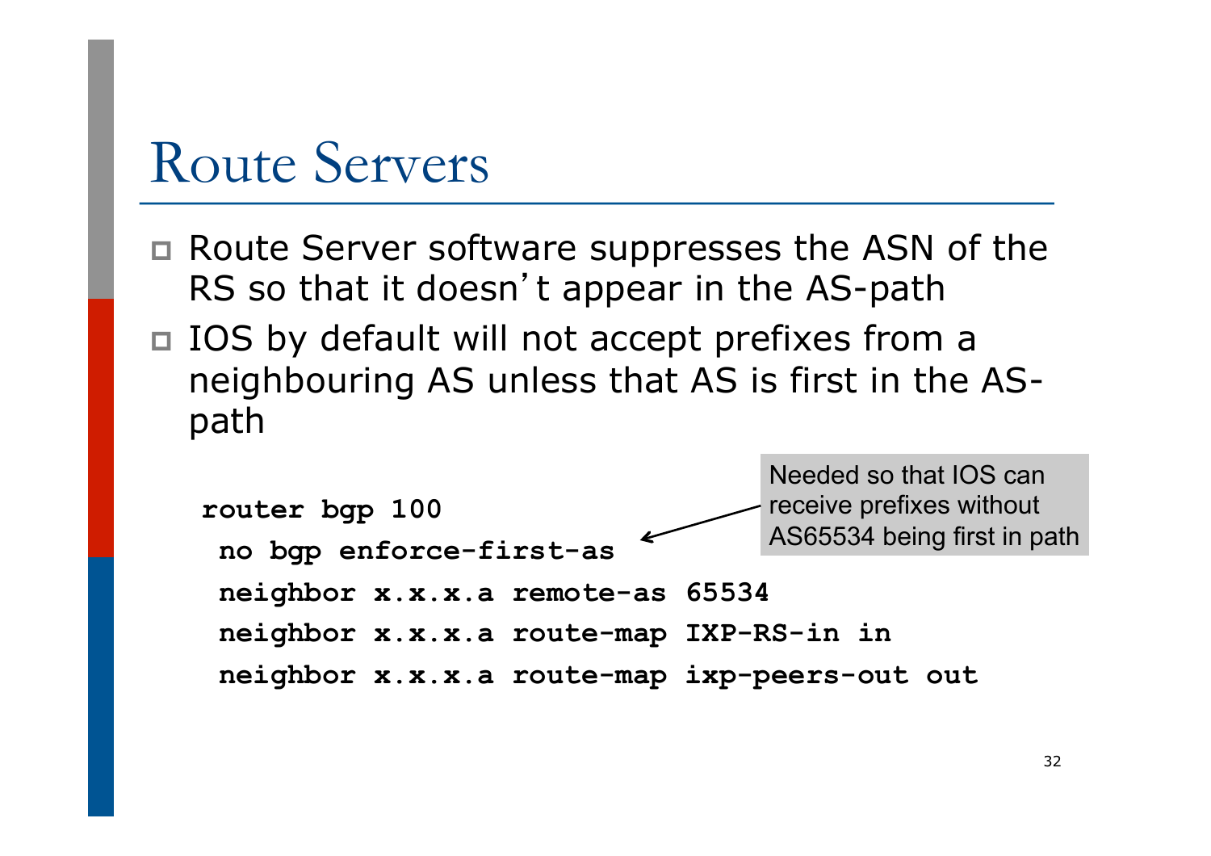# Route Servers

- Route Server software suppresses the ASN of the RS so that it doesn't appear in the AS-path
- IOS by default will not accept prefixes from a neighbouring AS unless that AS is first in the AS-path

```
router bgp 100
 no bgp enforce-first-as
 neighbor x.x.x.a remote-as 65534
 neighbor x.x.x.a route-map IXP-RS-in in
 neighbor x.x.x.a route-map ixp-peers-out out
```

Needed so that IOS can receive prefixes without AS65534 being first in path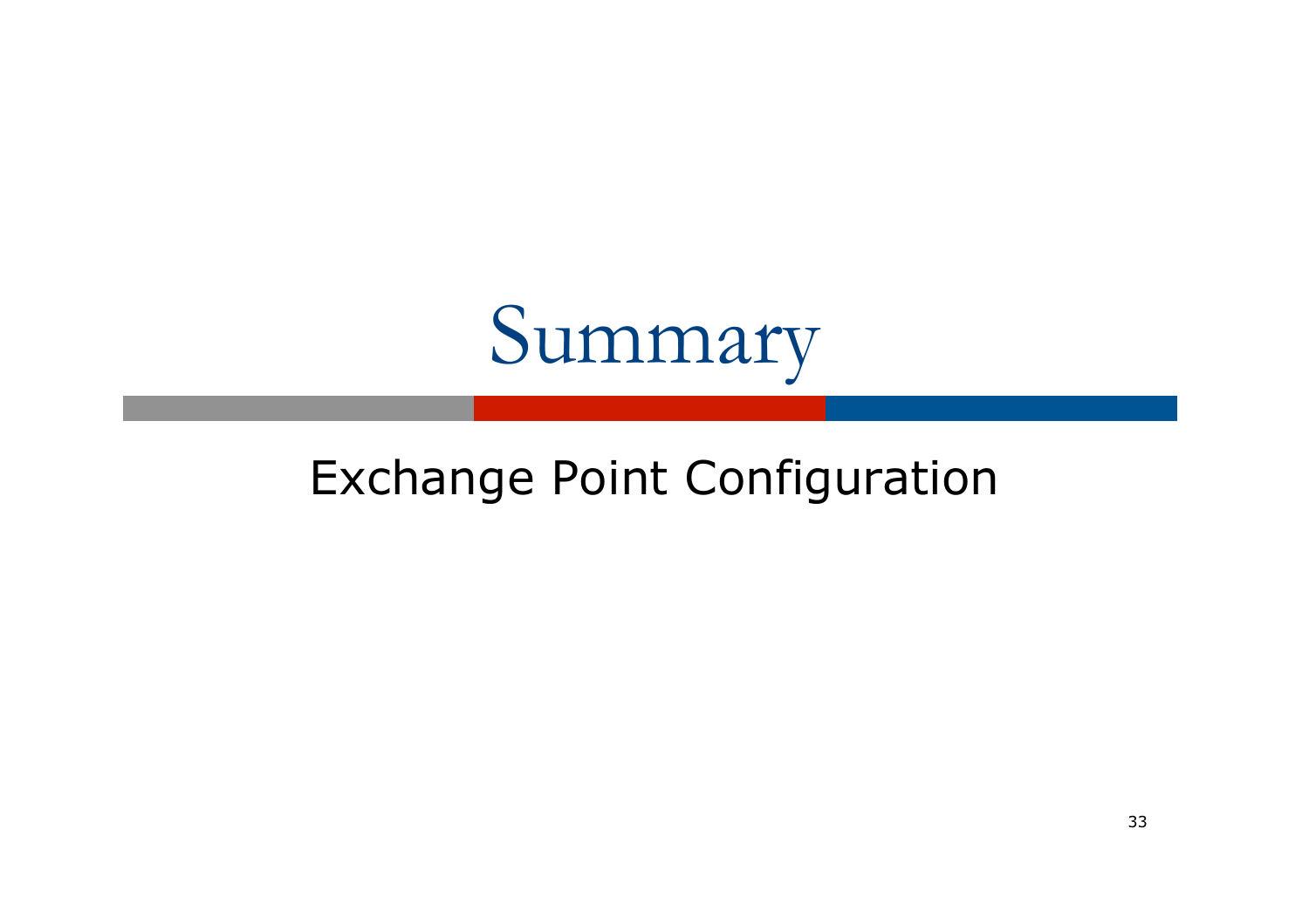# Summary

Exchange Point Configuration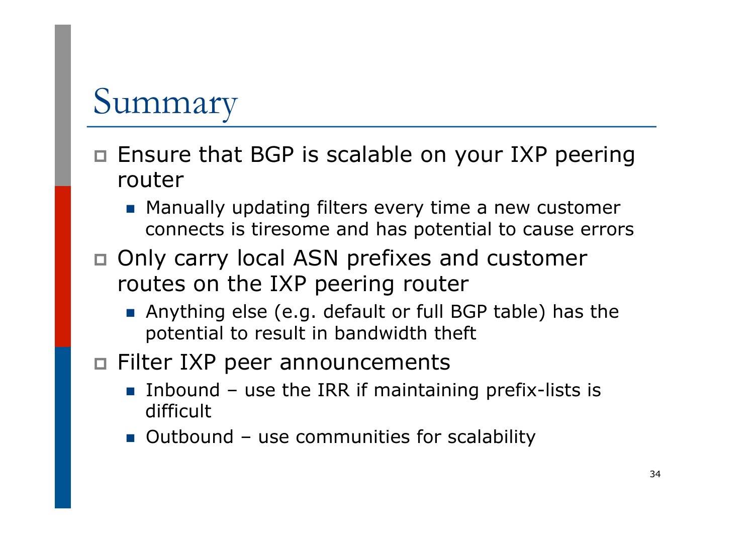# Summary

- Ensure that BGP is scalable on your IXP peering router
  - Manually updating filters every time a new customer connects is tiresome and has potential to cause errors
- Only carry local ASN prefixes and customer routes on the IXP peering router
  - Anything else (e.g. default or full BGP table) has the potential to result in bandwidth theft
- Filter IXP peer announcements
  - Inbound – use the IRR if maintaining prefix-lists is difficult
  - Outbound – use communities for scalability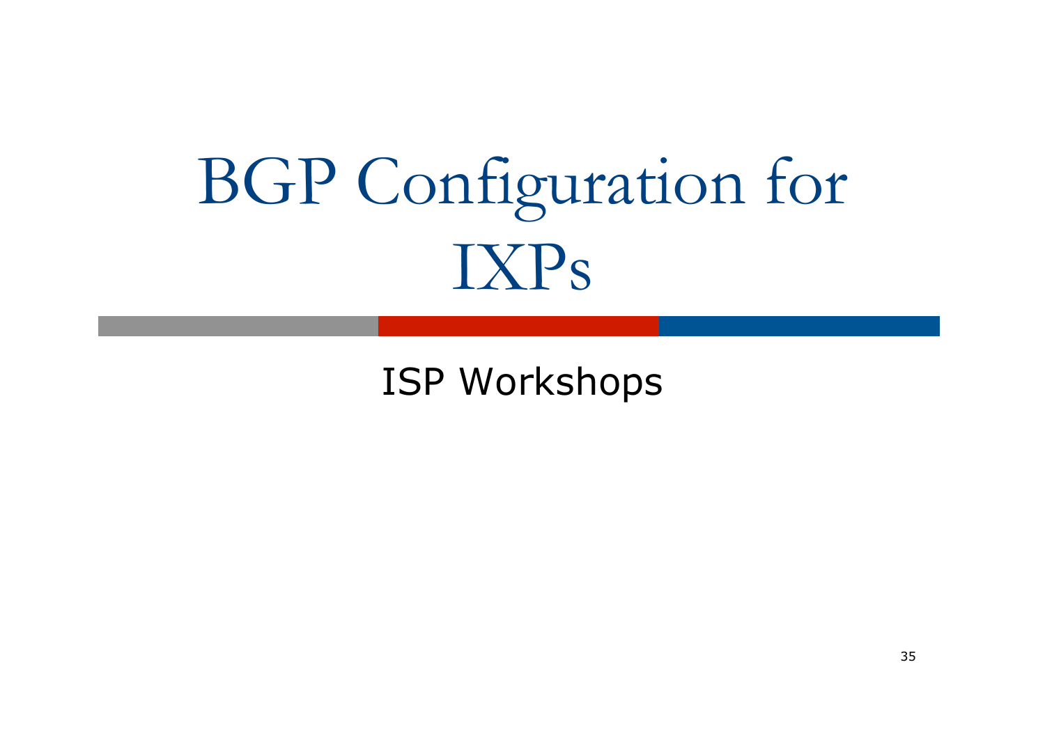# BGP Configuration for IXPs

ISP Workshops